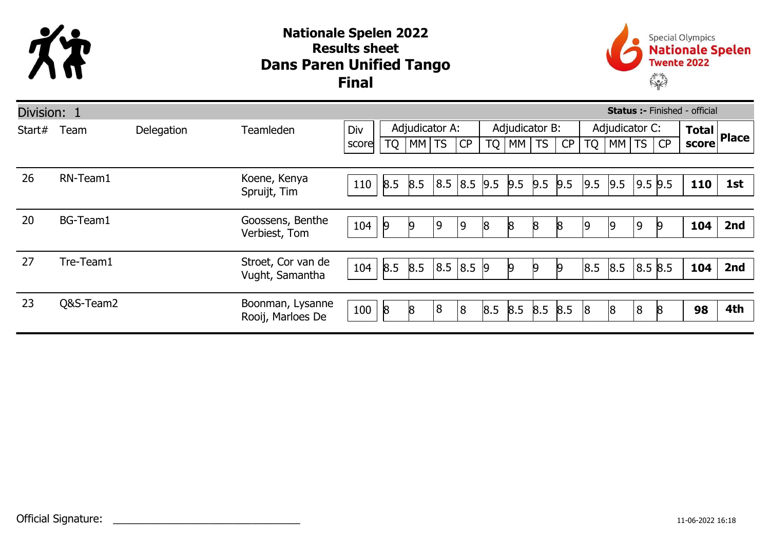# Nationale Spelen 2022
## Results sheet
## Dans Paren Unified Tango
## Final

Special Olympics
Nationale Spelen
Twente 2022

Division: 1 — **Status :-** Finished - official

| Start# | Team | Delegation | Teamleden | Div score | Adjudicator A: | | | | Adjudicator B: | | | | Adjudicator C: | | | | Total score | Place |
|---|---|---|---|---|---|---|---|---|---|---|---|---|---|---|---|---|---|---|
| | | | | | TQ | MM | TS | CP | TQ | MM | TS | CP | TQ | MM | TS | CP | | |
| 26 | RN-Team1 | | Koene, Kenya<br>Spruijt, Tim | 110 | 8.5 | 8.5 | 8.5 | 8.5 | 9.5 | 9.5 | 9.5 | 9.5 | 9.5 | 9.5 | 9.5 | 9.5 | **110** | **1st** |
| 20 | BG-Team1 | | Goossens, Benthe<br>Verbiest, Tom | 104 | 9 | 9 | 9 | 9 | 8 | 8 | 8 | 8 | 9 | 9 | 9 | 9 | **104** | **2nd** |
| 27 | Tre-Team1 | | Stroet, Cor van de<br>Vught, Samantha | 104 | 8.5 | 8.5 | 8.5 | 8.5 | 9 | 9 | 9 | 9 | 8.5 | 8.5 | 8.5 | 8.5 | **104** | **2nd** |
| 23 | Q&S-Team2 | | Boonman, Lysanne<br>Rooij, Marloes De | 100 | 8 | 8 | 8 | 8 | 8.5 | 8.5 | 8.5 | 8.5 | 8 | 8 | 8 | 8 | **98** | **4th** |

Official Signature: ________________________________

11-06-2022 16:18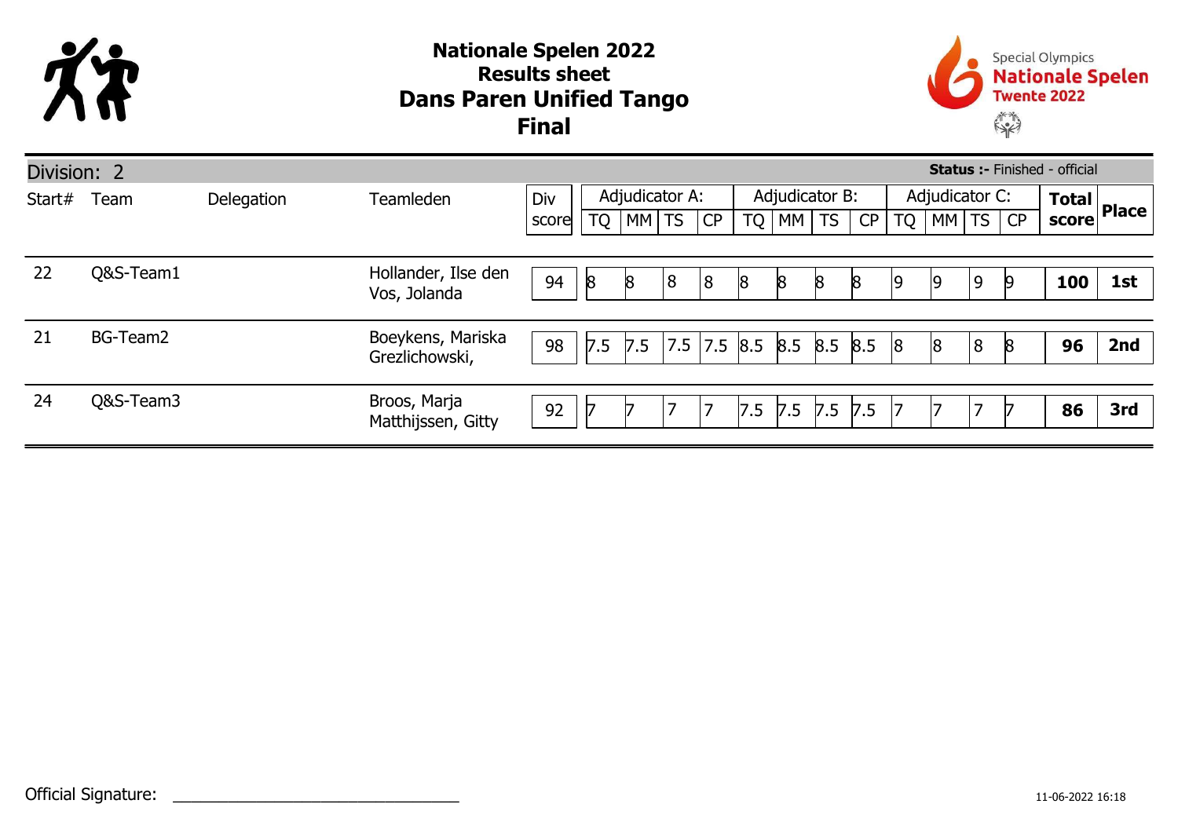# Nationale Spelen 2022
## Results sheet
## Dans Paren Unified Tango
## Final

Division: 2 | **Status :-** Finished - official

| Start# | Team | Delegation | Teamleden | Div score | Adjudicator A: | | | | Adjudicator B: | | | | Adjudicator C: | | | | Total score | Place |
|---|---|---|---|---|---|---|---|---|---|---|---|---|---|---|---|---|---|---|
| | | | | | TQ | MM | TS | CP | TQ | MM | TS | CP | TQ | MM | TS | CP | | |
| 22 | Q&S-Team1 | | Hollander, Ilse den<br>Vos, Jolanda | 94 | 8 | 8 | 8 | 8 | 8 | 8 | 8 | 8 | 9 | 9 | 9 | 9 | **100** | **1st** |
| 21 | BG-Team2 | | Boeykens, Mariska<br>Grezlichowski, | 98 | 7.5 | 7.5 | 7.5 | 7.5 | 8.5 | 8.5 | 8.5 | 8.5 | 8 | 8 | 8 | 8 | **96** | **2nd** |
| 24 | Q&S-Team3 | | Broos, Marja<br>Matthijssen, Gitty | 92 | 7 | 7 | 7 | 7 | 7.5 | 7.5 | 7.5 | 7.5 | 7 | 7 | 7 | 7 | **86** | **3rd** |

Official Signature: ______________________________

11-06-2022 16:18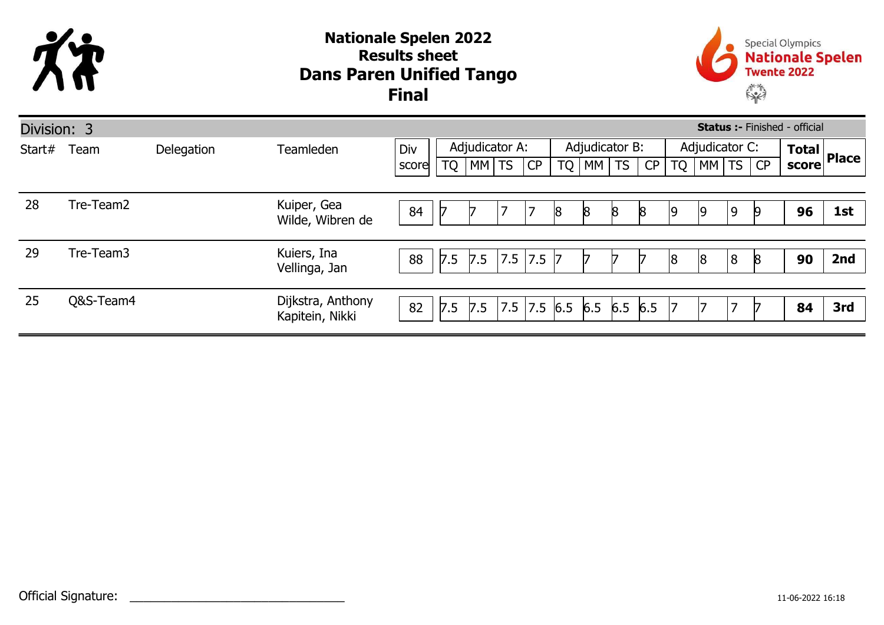**Nationale Spelen 2022**
**Results sheet**
**Dans Paren Unified Tango**
**Final**

Special Olympics
**Nationale Spelen**
**Twente 2022**

Division: 3 — **Status :-** Finished - official

| Start# | Team | Delegation | Teamleden | Div score | Adjudicator A: | | | | Adjudicator B: | | | | Adjudicator C: | | | | **Total score** | **Place** |
|---|---|---|---|---|---|---|---|---|---|---|---|---|---|---|---|---|---|---|
| | | | | | TQ | MM | TS | CP | TQ | MM | TS | CP | TQ | MM | TS | CP | | |
| 28 | Tre-Team2 | | Kuiper, Gea<br>Wilde, Wibren de | 84 | 7 | 7 | 7 | 7 | 8 | 8 | 8 | 8 | 9 | 9 | 9 | 9 | **96** | **1st** |
| 29 | Tre-Team3 | | Kuiers, Ina<br>Vellinga, Jan | 88 | 7.5 | 7.5 | 7.5 | 7.5 | 7 | 7 | 7 | 7 | 8 | 8 | 8 | 8 | **90** | **2nd** |
| 25 | Q&S-Team4 | | Dijkstra, Anthony<br>Kapitein, Nikki | 82 | 7.5 | 7.5 | 7.5 | 7.5 | 6.5 | 6.5 | 6.5 | 6.5 | 7 | 7 | 7 | 7 | **84** | **3rd** |

Official Signature: _______________________________

11-06-2022 16:18